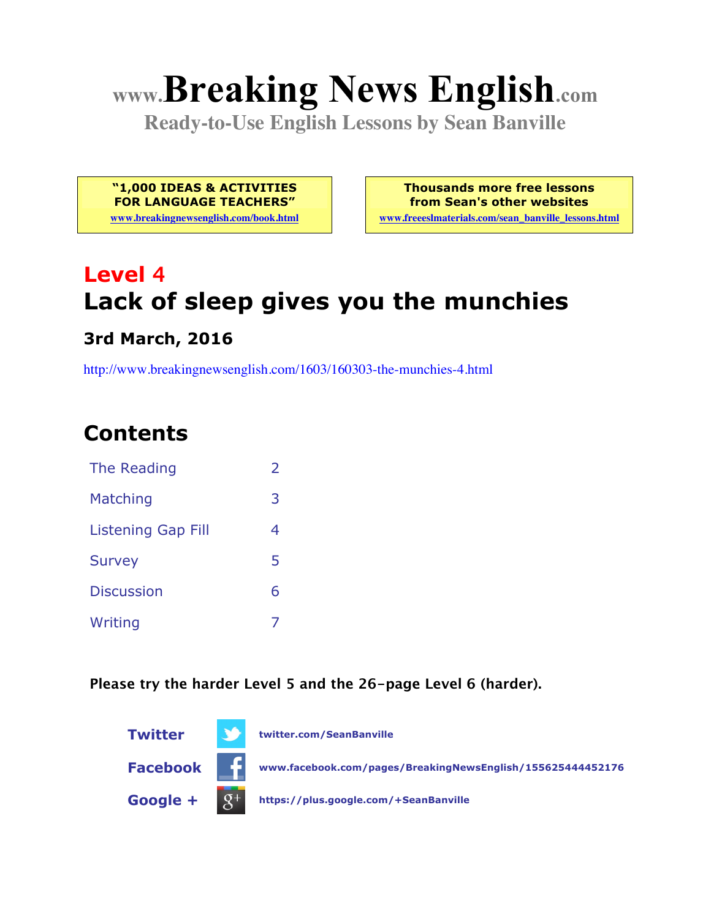# www.Breaking News English.com

**Ready-to-Use English Lessons by Sean Banville**

**"1,000 IDEAS & ACTIVITIES FOR LANGUAGE TEACHERS"**
www.breakingnewsenglish.com/book.html

**Thousands more free lessons from Sean's other websites**
www.freeeslmaterials.com/sean_banville_lessons.html

## Level 4

# Lack of sleep gives you the munchies

### 3rd March, 2016

http://www.breakingnewsenglish.com/1603/160303-the-munchies-4.html

## Contents

| | |
|---|---|
| The Reading | 2 |
| Matching | 3 |
| Listening Gap Fill | 4 |
| Survey | 5 |
| Discussion | 6 |
| Writing | 7 |

**Please try the harder Level 5 and the 26-page Level 6 (harder).**

**Twitter** twitter.com/SeanBanville

**Facebook** www.facebook.com/pages/BreakingNewsEnglish/155625444452176

**Google +** https://plus.google.com/+SeanBanville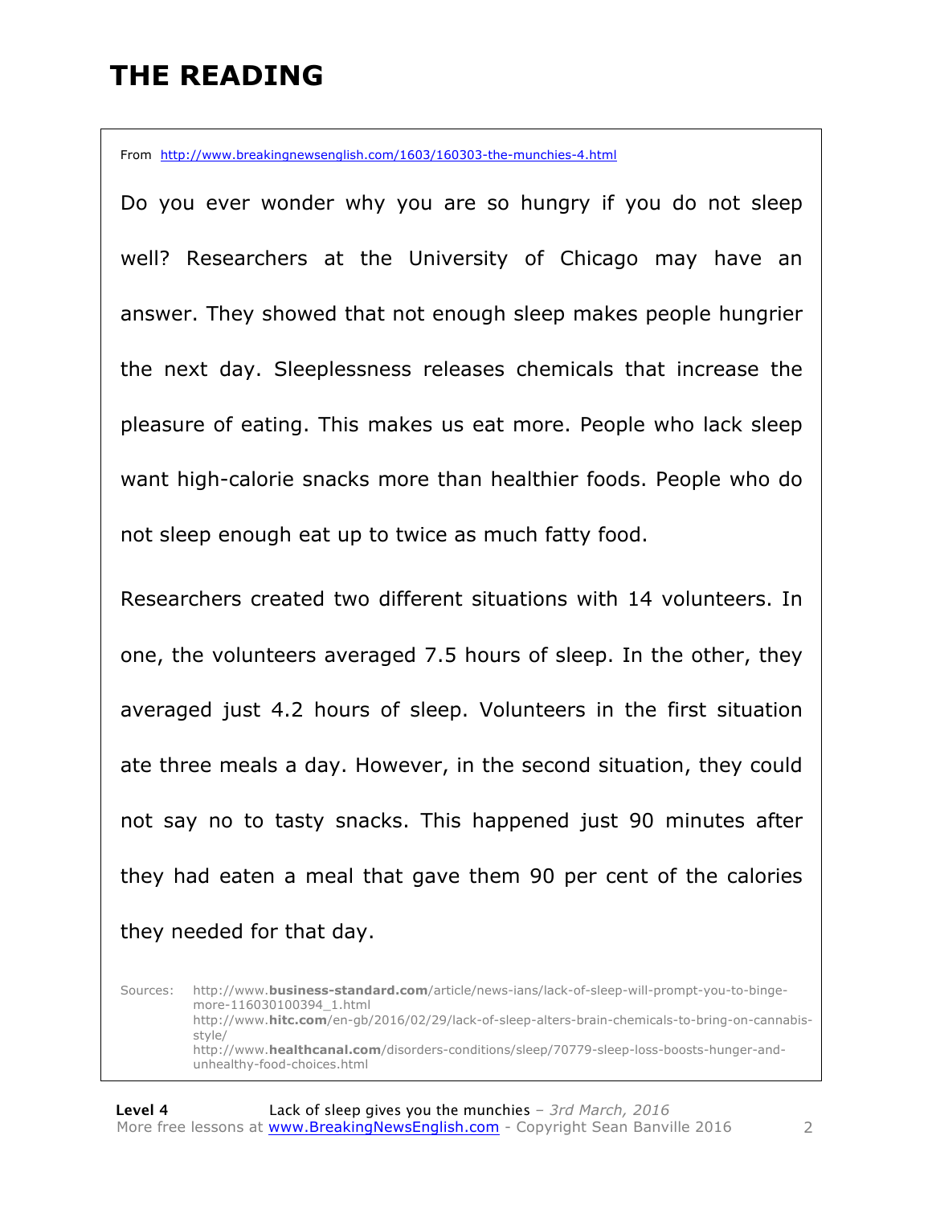# THE READING

From http://www.breakingnewsenglish.com/1603/160303-the-munchies-4.html

Do you ever wonder why you are so hungry if you do not sleep well? Researchers at the University of Chicago may have an answer. They showed that not enough sleep makes people hungrier the next day. Sleeplessness releases chemicals that increase the pleasure of eating. This makes us eat more. People who lack sleep want high-calorie snacks more than healthier foods. People who do not sleep enough eat up to twice as much fatty food.

Researchers created two different situations with 14 volunteers. In one, the volunteers averaged 7.5 hours of sleep. In the other, they averaged just 4.2 hours of sleep. Volunteers in the first situation ate three meals a day. However, in the second situation, they could not say no to tasty snacks. This happened just 90 minutes after they had eaten a meal that gave them 90 per cent of the calories they needed for that day.

Sources: http://www.business-standard.com/article/news-ians/lack-of-sleep-will-prompt-you-to-binge-more-116030100394_1.html
http://www.hitc.com/en-gb/2016/02/29/lack-of-sleep-alters-brain-chemicals-to-bring-on-cannabis-style/
http://www.healthcanal.com/disorders-conditions/sleep/70779-sleep-loss-boosts-hunger-and-unhealthy-food-choices.html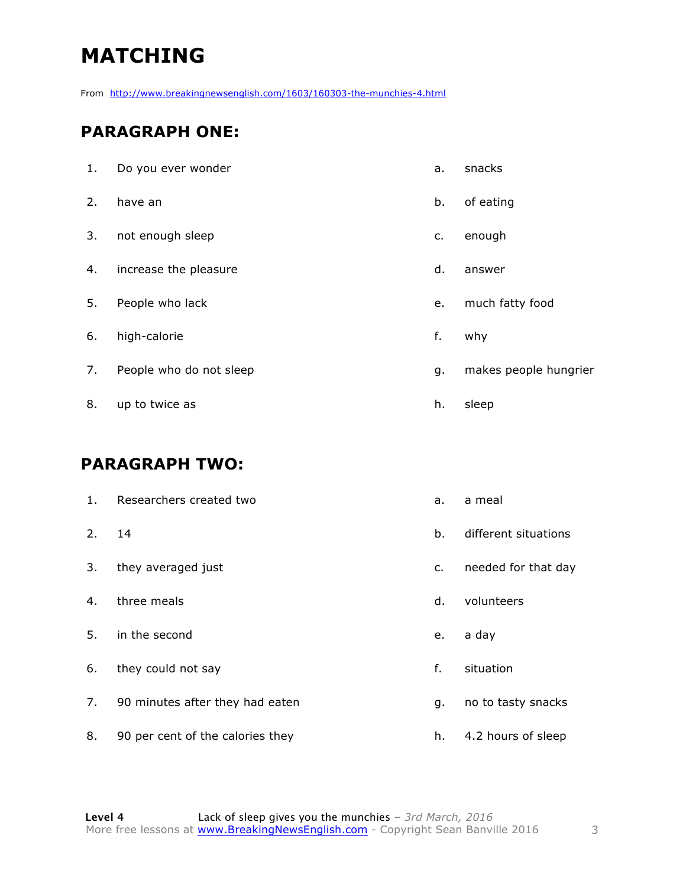# MATCHING

From http://www.breakingnewsenglish.com/1603/160303-the-munchies-4.html

## PARAGRAPH ONE:

| | | | |
|---|---|---|---|
| 1. | Do you ever wonder | a. | snacks |
| 2. | have an | b. | of eating |
| 3. | not enough sleep | c. | enough |
| 4. | increase the pleasure | d. | answer |
| 5. | People who lack | e. | much fatty food |
| 6. | high-calorie | f. | why |
| 7. | People who do not sleep | g. | makes people hungrier |
| 8. | up to twice as | h. | sleep |

## PARAGRAPH TWO:

| | | | |
|---|---|---|---|
| 1. | Researchers created two | a. | a meal |
| 2. | 14 | b. | different situations |
| 3. | they averaged just | c. | needed for that day |
| 4. | three meals | d. | volunteers |
| 5. | in the second | e. | a day |
| 6. | they could not say | f. | situation |
| 7. | 90 minutes after they had eaten | g. | no to tasty snacks |
| 8. | 90 per cent of the calories they | h. | 4.2 hours of sleep |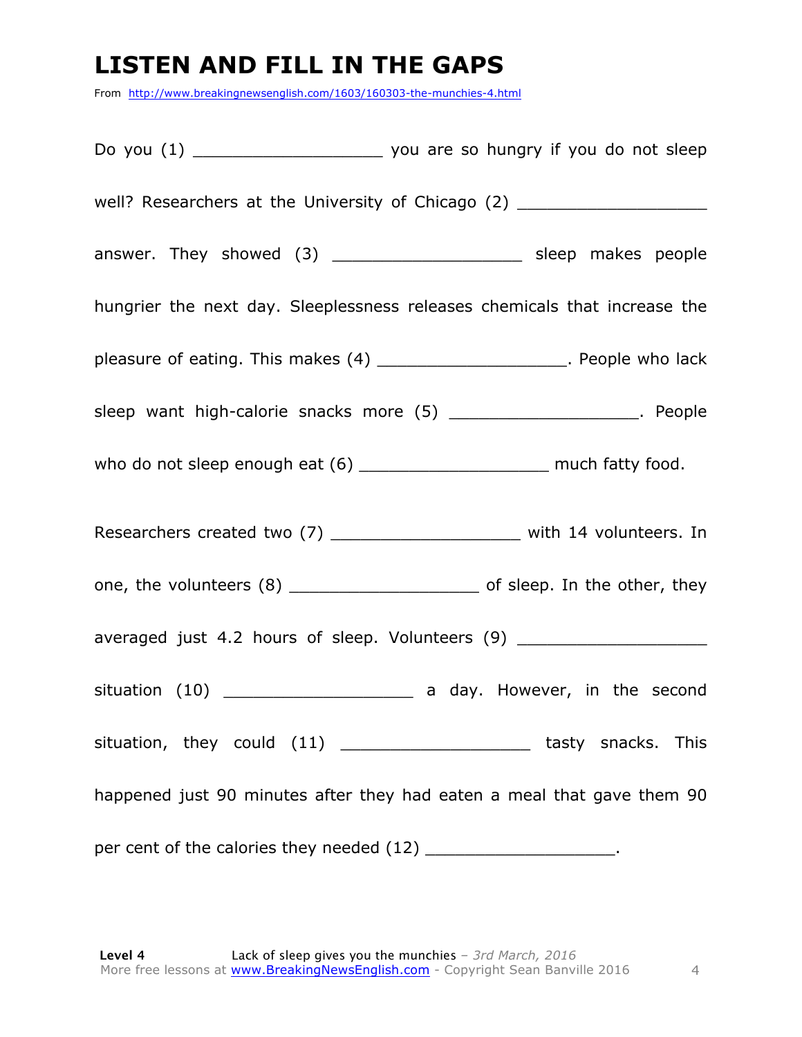# LISTEN AND FILL IN THE GAPS

From http://www.breakingnewsenglish.com/1603/160303-the-munchies-4.html

Do you (1) ___________________ you are so hungry if you do not sleep well? Researchers at the University of Chicago (2) ___________________ answer. They showed (3) ___________________ sleep makes people hungrier the next day. Sleeplessness releases chemicals that increase the pleasure of eating. This makes (4) ___________________. People who lack sleep want high-calorie snacks more (5) ___________________. People who do not sleep enough eat (6) ___________________ much fatty food.

Researchers created two (7) ___________________ with 14 volunteers. In one, the volunteers (8) ___________________ of sleep. In the other, they averaged just 4.2 hours of sleep. Volunteers (9) ___________________ situation (10) ___________________ a day. However, in the second situation, they could (11) ___________________ tasty snacks. This happened just 90 minutes after they had eaten a meal that gave them 90 per cent of the calories they needed (12) ___________________.

**Level 4** Lack of sleep gives you the munchies – *3rd March, 2016*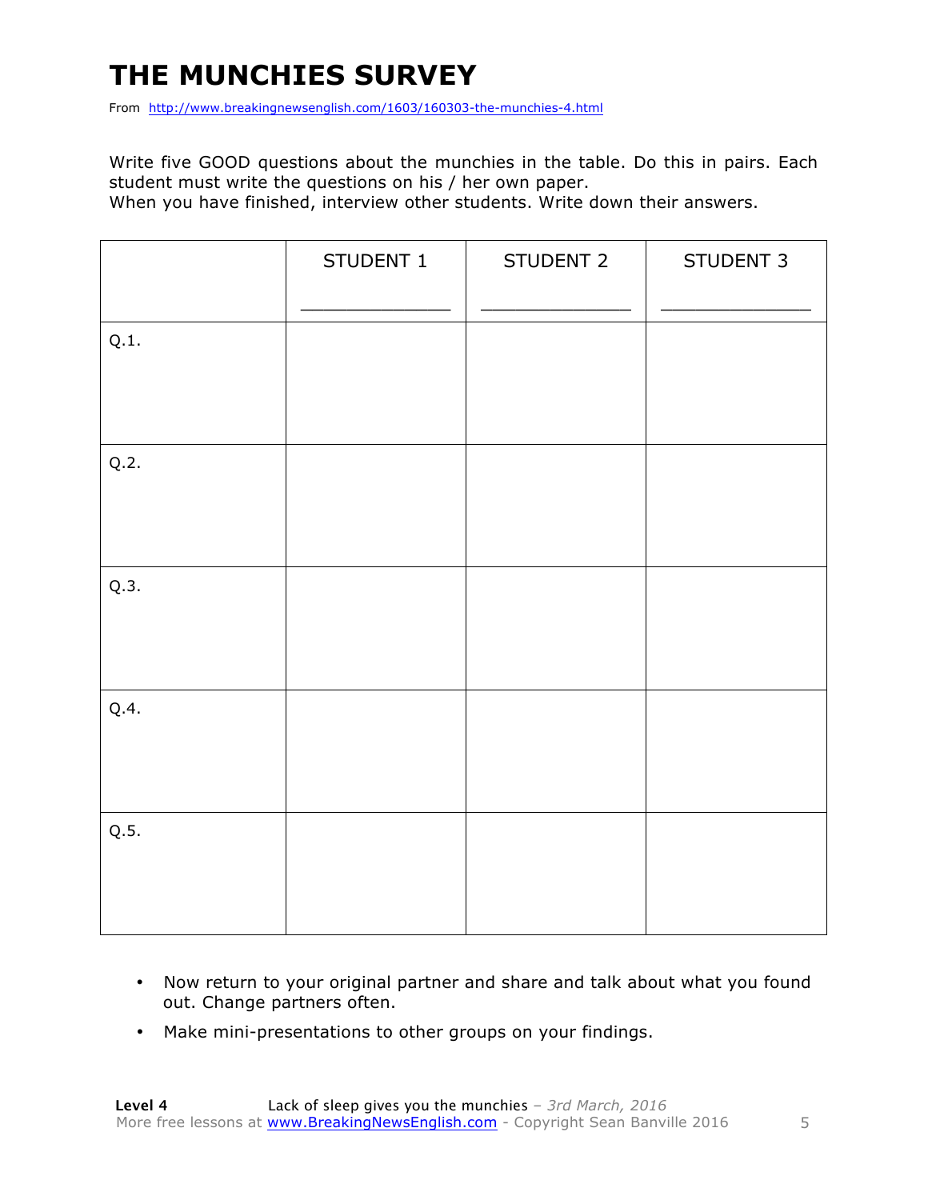# THE MUNCHIES SURVEY

From http://www.breakingnewsenglish.com/1603/160303-the-munchies-4.html

Write five GOOD questions about the munchies in the table. Do this in pairs. Each student must write the questions on his / her own paper.

When you have finished, interview other students. Write down their answers.

| | STUDENT 1<br>_____________ | STUDENT 2<br>_____________ | STUDENT 3<br>_____________ |
|---|---|---|---|
| Q.1. | | | |
| Q.2. | | | |
| Q.3. | | | |
| Q.4. | | | |
| Q.5. | | | |

- Now return to your original partner and share and talk about what you found out. Change partners often.
- Make mini-presentations to other groups on your findings.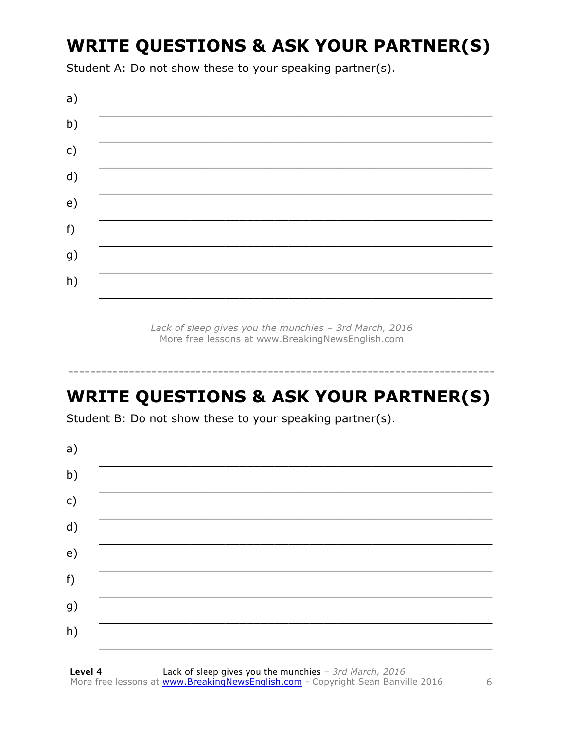# WRITE QUESTIONS & ASK YOUR PARTNER(S)

Student A: Do not show these to your speaking partner(s).

a) ___________________________________________________________

b) ___________________________________________________________

c) ___________________________________________________________

d) ___________________________________________________________

e) ___________________________________________________________

f) ___________________________________________________________

g) ___________________________________________________________

h) ___________________________________________________________

*Lack of sleep gives you the munchies – 3rd March, 2016*
More free lessons at www.BreakingNewsEnglish.com

---

# WRITE QUESTIONS & ASK YOUR PARTNER(S)

Student B: Do not show these to your speaking partner(s).

a) ___________________________________________________________

b) ___________________________________________________________

c) ___________________________________________________________

d) ___________________________________________________________

e) ___________________________________________________________

f) ___________________________________________________________

g) ___________________________________________________________

h) ___________________________________________________________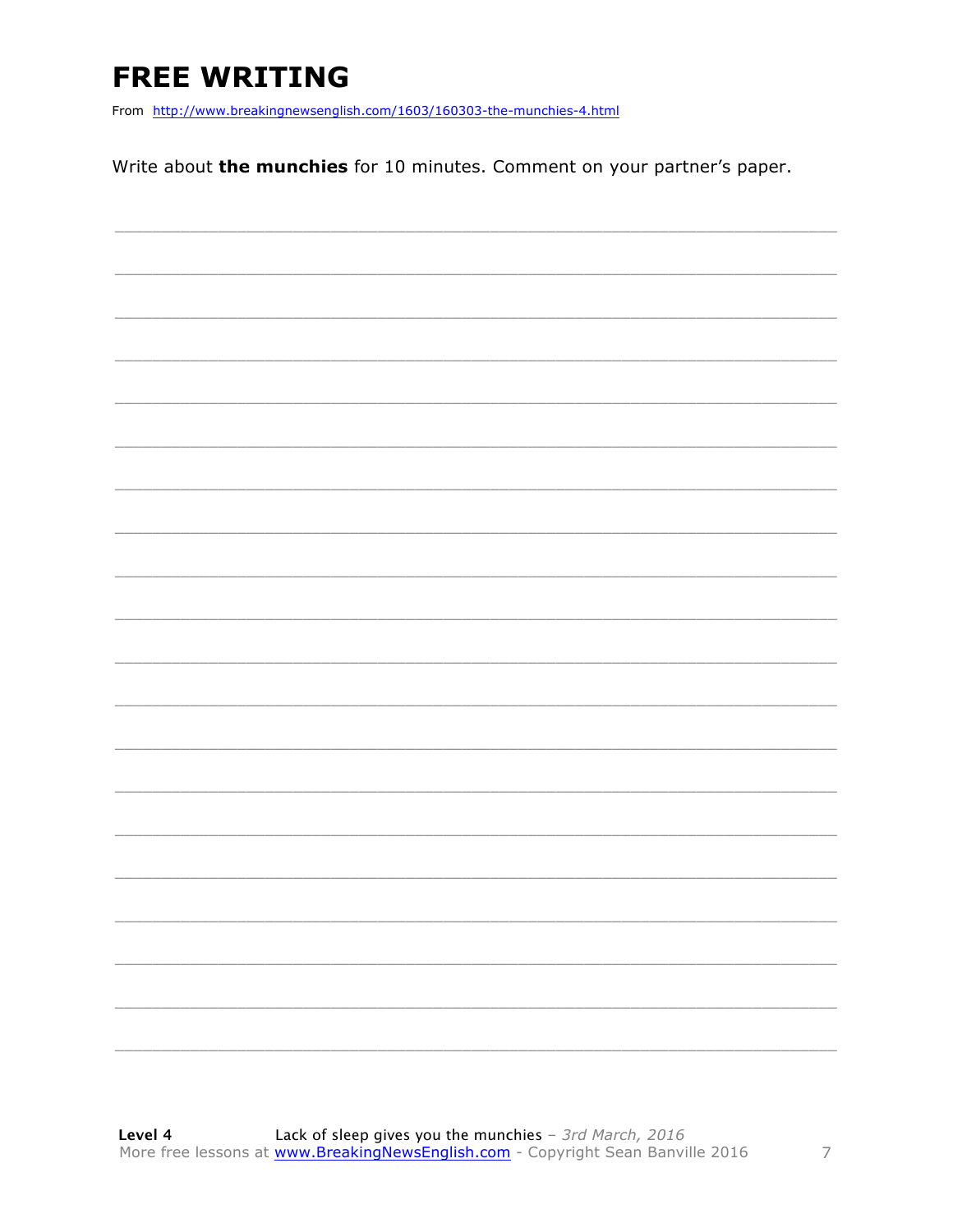# FREE WRITING

From http://www.breakingnewsenglish.com/1603/160303-the-munchies-4.html

Write about **the munchies** for 10 minutes. Comment on your partner's paper.

___________________________________________________________________________

___________________________________________________________________________

___________________________________________________________________________

___________________________________________________________________________

___________________________________________________________________________

___________________________________________________________________________

___________________________________________________________________________

___________________________________________________________________________

___________________________________________________________________________

___________________________________________________________________________

___________________________________________________________________________

___________________________________________________________________________

___________________________________________________________________________

___________________________________________________________________________

___________________________________________________________________________

___________________________________________________________________________

___________________________________________________________________________

___________________________________________________________________________

___________________________________________________________________________

___________________________________________________________________________